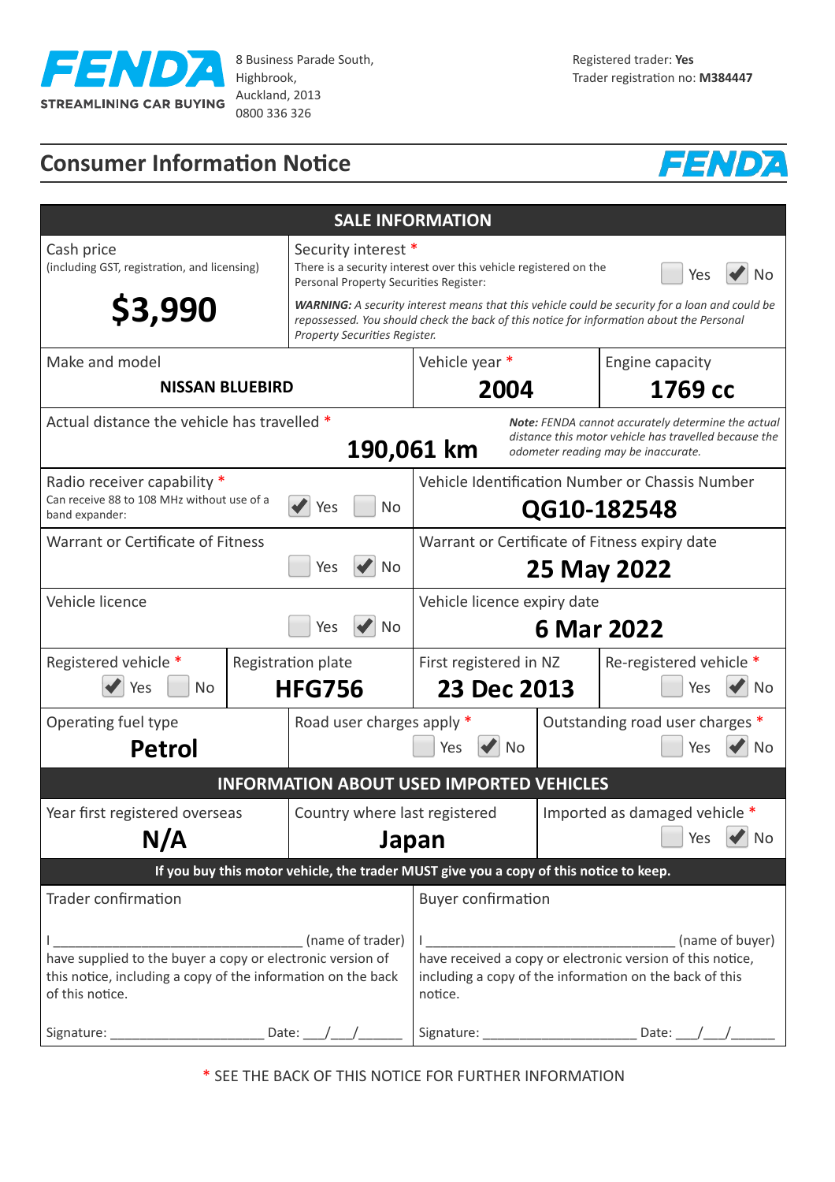**FENDA**
STREAMLINING CAR BUYING

8 Business Parade South,
Highbrook,
Auckland, 2013
0800 336 326

Registered trader: **Yes**
Trader registration no: **M384447**

# Consumer Information Notice

## SALE INFORMATION

**Cash price** (including GST, registration, and licensing): **$3,990**

**Security interest \***
There is a security interest over this vehicle registered on the Personal Property Securities Register: ☐ Yes ☑ No

***WARNING:*** *A security interest means that this vehicle could be security for a loan and could be repossessed. You should check the back of this notice for information about the Personal Property Securities Register.*

| Make and model | Vehicle year * | Engine capacity |
|---|---|---|
| **NISSAN BLUEBIRD** | **2004** | **1769 cc** |

**Actual distance the vehicle has travelled \***: **190,061 km**

***Note:*** *FENDA cannot accurately determine the actual distance this motor vehicle has travelled because the odometer reading may be inaccurate.*

**Radio receiver capability \***
Can receive 88 to 108 MHz without use of a band expander: ☑ Yes ☐ No

**Vehicle Identification Number or Chassis Number**: **QG10-182548**

**Warrant or Certificate of Fitness**: ☐ Yes ☑ No

**Warrant or Certificate of Fitness expiry date**: **25 May 2022**

**Vehicle licence**: ☐ Yes ☑ No

**Vehicle licence expiry date**: **6 Mar 2022**

| Registered vehicle * | Registration plate | First registered in NZ | Re-registered vehicle * |
|---|---|---|---|
| ☑ Yes ☐ No | **HFG756** | **23 Dec 2013** | ☐ Yes ☑ No |

| Operating fuel type | Road user charges apply * | Outstanding road user charges * |
|---|---|---|
| **Petrol** | ☐ Yes ☑ No | ☐ Yes ☑ No |

## INFORMATION ABOUT USED IMPORTED VEHICLES

| Year first registered overseas | Country where last registered | Imported as damaged vehicle * |
|---|---|---|
| **N/A** | **Japan** | ☐ Yes ☑ No |

**If you buy this motor vehicle, the trader MUST give you a copy of this notice to keep.**

| Trader confirmation | Buyer confirmation |
|---|---|
| I ________________________________ (name of trader) have supplied to the buyer a copy or electronic version of this notice, including a copy of the information on the back of this notice. | I ________________________________ (name of buyer) have received a copy or electronic version of this notice, including a copy of the information on the back of this notice. |
| Signature: ____________________ Date: ___/___/______ | Signature: ____________________ Date: ___/___/______ |

\* SEE THE BACK OF THIS NOTICE FOR FURTHER INFORMATION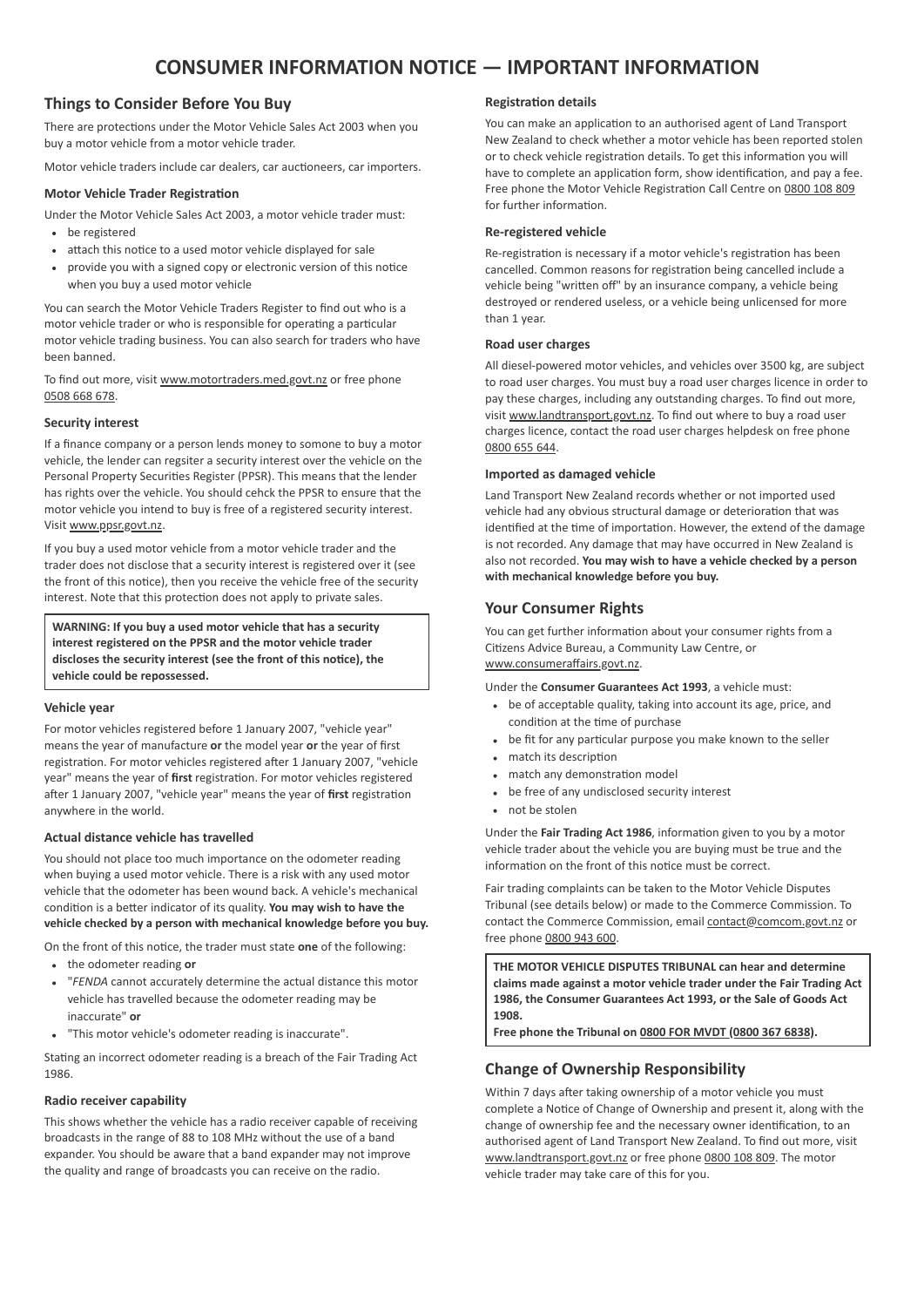# CONSUMER INFORMATION NOTICE — IMPORTANT INFORMATION

## Things to Consider Before You Buy

There are protections under the Motor Vehicle Sales Act 2003 when you buy a motor vehicle from a motor vehicle trader.

Motor vehicle traders include car dealers, car auctioneers, car importers.

### Motor Vehicle Trader Registration

Under the Motor Vehicle Sales Act 2003, a motor vehicle trader must:

- be registered
- attach this notice to a used motor vehicle displayed for sale
- provide you with a signed copy or electronic version of this notice when you buy a used motor vehicle

You can search the Motor Vehicle Traders Register to find out who is a motor vehicle trader or who is responsible for operating a particular motor vehicle trading business. You can also search for traders who have been banned.

To find out more, visit www.motortraders.med.govt.nz or free phone 0508 668 678.

### Security interest

If a finance company or a person lends money to somone to buy a motor vehicle, the lender can regsiter a security interest over the vehicle on the Personal Property Securities Register (PPSR). This means that the lender has rights over the vehicle. You should cehck the PPSR to ensure that the motor vehicle you intend to buy is free of a registered security interest. Visit www.ppsr.govt.nz.

If you buy a used motor vehicle from a motor vehicle trader and the trader does not disclose that a security interest is registered over it (see the front of this notice), then you receive the vehicle free of the security interest. Note that this protection does not apply to private sales.

**WARNING: If you buy a used motor vehicle that has a security interest registered on the PPSR and the motor vehicle trader discloses the security interest (see the front of this notice), the vehicle could be repossessed.**

### Vehicle year

For motor vehicles registered before 1 January 2007, "vehicle year" means the year of manufacture **or** the model year **or** the year of first registration. For motor vehicles registered after 1 January 2007, "vehicle year" means the year of **first** registration. For motor vehicles registered after 1 January 2007, "vehicle year" means the year of **first** registration anywhere in the world.

### Actual distance vehicle has travelled

You should not place too much importance on the odometer reading when buying a used motor vehicle. There is a risk with any used motor vehicle that the odometer has been wound back. A vehicle's mechanical condition is a better indicator of its quality. **You may wish to have the vehicle checked by a person with mechanical knowledge before you buy.**

On the front of this notice, the trader must state **one** of the following:

- the odometer reading **or**
- "*FENDA* cannot accurately determine the actual distance this motor vehicle has travelled because the odometer reading may be inaccurate" **or**
- "This motor vehicle's odometer reading is inaccurate".

Stating an incorrect odometer reading is a breach of the Fair Trading Act 1986.

### Radio receiver capability

This shows whether the vehicle has a radio receiver capable of receiving broadcasts in the range of 88 to 108 MHz without the use of a band expander. You should be aware that a band expander may not improve the quality and range of broadcasts you can receive on the radio.

### Registration details

You can make an application to an authorised agent of Land Transport New Zealand to check whether a motor vehicle has been reported stolen or to check vehicle registration details. To get this information you will have to complete an application form, show identification, and pay a fee. Free phone the Motor Vehicle Registration Call Centre on 0800 108 809 for further information.

### Re-registered vehicle

Re-registration is necessary if a motor vehicle's registration has been cancelled. Common reasons for registration being cancelled include a vehicle being "written off" by an insurance company, a vehicle being destroyed or rendered useless, or a vehicle being unlicensed for more than 1 year.

### Road user charges

All diesel-powered motor vehicles, and vehicles over 3500 kg, are subject to road user charges. You must buy a road user charges licence in order to pay these charges, including any outstanding charges. To find out more, visit www.landtransport.govt.nz. To find out where to buy a road user charges licence, contact the road user charges helpdesk on free phone 0800 655 644.

### Imported as damaged vehicle

Land Transport New Zealand records whether or not imported used vehicle had any obvious structural damage or deterioration that was identified at the time of importation. However, the extend of the damage is not recorded. Any damage that may have occurred in New Zealand is also not recorded. **You may wish to have a vehicle checked by a person with mechanical knowledge before you buy.**

## Your Consumer Rights

You can get further information about your consumer rights from a Citizens Advice Bureau, a Community Law Centre, or www.consumeraffairs.govt.nz.

Under the **Consumer Guarantees Act 1993**, a vehicle must:

- be of acceptable quality, taking into account its age, price, and condition at the time of purchase
- be fit for any particular purpose you make known to the seller
- match its description
- match any demonstration model
- be free of any undisclosed security interest
- not be stolen

Under the **Fair Trading Act 1986**, information given to you by a motor vehicle trader about the vehicle you are buying must be true and the information on the front of this notice must be correct.

Fair trading complaints can be taken to the Motor Vehicle Disputes Tribunal (see details below) or made to the Commerce Commission. To contact the Commerce Commission, email contact@comcom.govt.nz or free phone 0800 943 600.

**THE MOTOR VEHICLE DISPUTES TRIBUNAL can hear and determine claims made against a motor vehicle trader under the Fair Trading Act 1986, the Consumer Guarantees Act 1993, or the Sale of Goods Act 1908.**
**Free phone the Tribunal on 0800 FOR MVDT (0800 367 6838).**

## Change of Ownership Responsibility

Within 7 days after taking ownership of a motor vehicle you must complete a Notice of Change of Ownership and present it, along with the change of ownership fee and the necessary owner identification, to an authorised agent of Land Transport New Zealand. To find out more, visit www.landtransport.govt.nz or free phone 0800 108 809. The motor vehicle trader may take care of this for you.